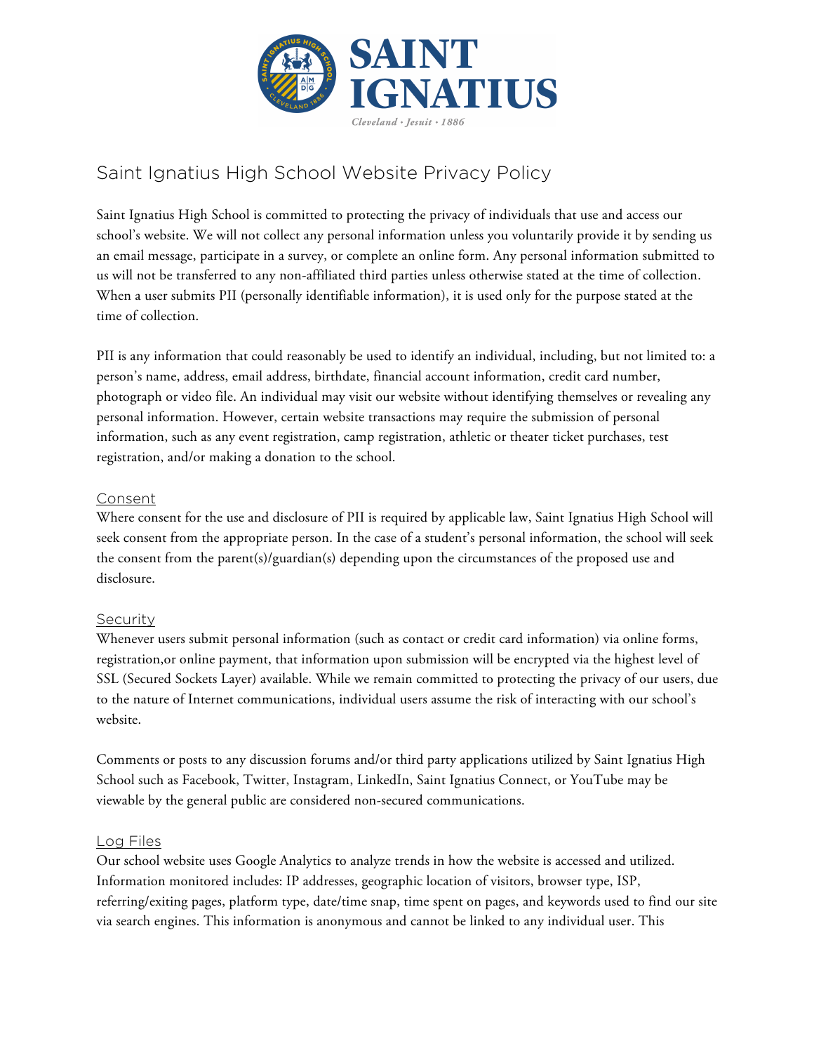# Saint Ignatius High School Website Privacy Policy

Saint Ignatius High School is committed to protecting the privacy of individuals that use and access our school's website. We will not collect any personal information unless you voluntarily provide it by sending us an email message, participate in a survey, or complete an online form. Any personal information submitted to us will not be transferred to any non-affiliated third parties unless otherwise stated at the time of collection. When a user submits PII (personally identifiable information), it is used only for the purpose stated at the time of collection.

PII is any information that could reasonably be used to identify an individual, including, but not limited to: a person's name, address, email address, birthdate, financial account information, credit card number, photograph or video file. An individual may visit our website without identifying themselves or revealing any personal information. However, certain website transactions may require the submission of personal information, such as any event registration, camp registration, athletic or theater ticket purchases, test registration, and/or making a donation to the school.

## Consent

Where consent for the use and disclosure of PII is required by applicable law, Saint Ignatius High School will seek consent from the appropriate person. In the case of a student's personal information, the school will seek the consent from the parent(s)/guardian(s) depending upon the circumstances of the proposed use and disclosure.

## Security

Whenever users submit personal information (such as contact or credit card information) via online forms, registration,or online payment, that information upon submission will be encrypted via the highest level of SSL (Secured Sockets Layer) available. While we remain committed to protecting the privacy of our users, due to the nature of Internet communications, individual users assume the risk of interacting with our school's website.

Comments or posts to any discussion forums and/or third party applications utilized by Saint Ignatius High School such as Facebook, Twitter, Instagram, LinkedIn, Saint Ignatius Connect, or YouTube may be viewable by the general public are considered non-secured communications.

## Log Files

Our school website uses Google Analytics to analyze trends in how the website is accessed and utilized. Information monitored includes: IP addresses, geographic location of visitors, browser type, ISP, referring/exiting pages, platform type, date/time snap, time spent on pages, and keywords used to find our site via search engines. This information is anonymous and cannot be linked to any individual user. This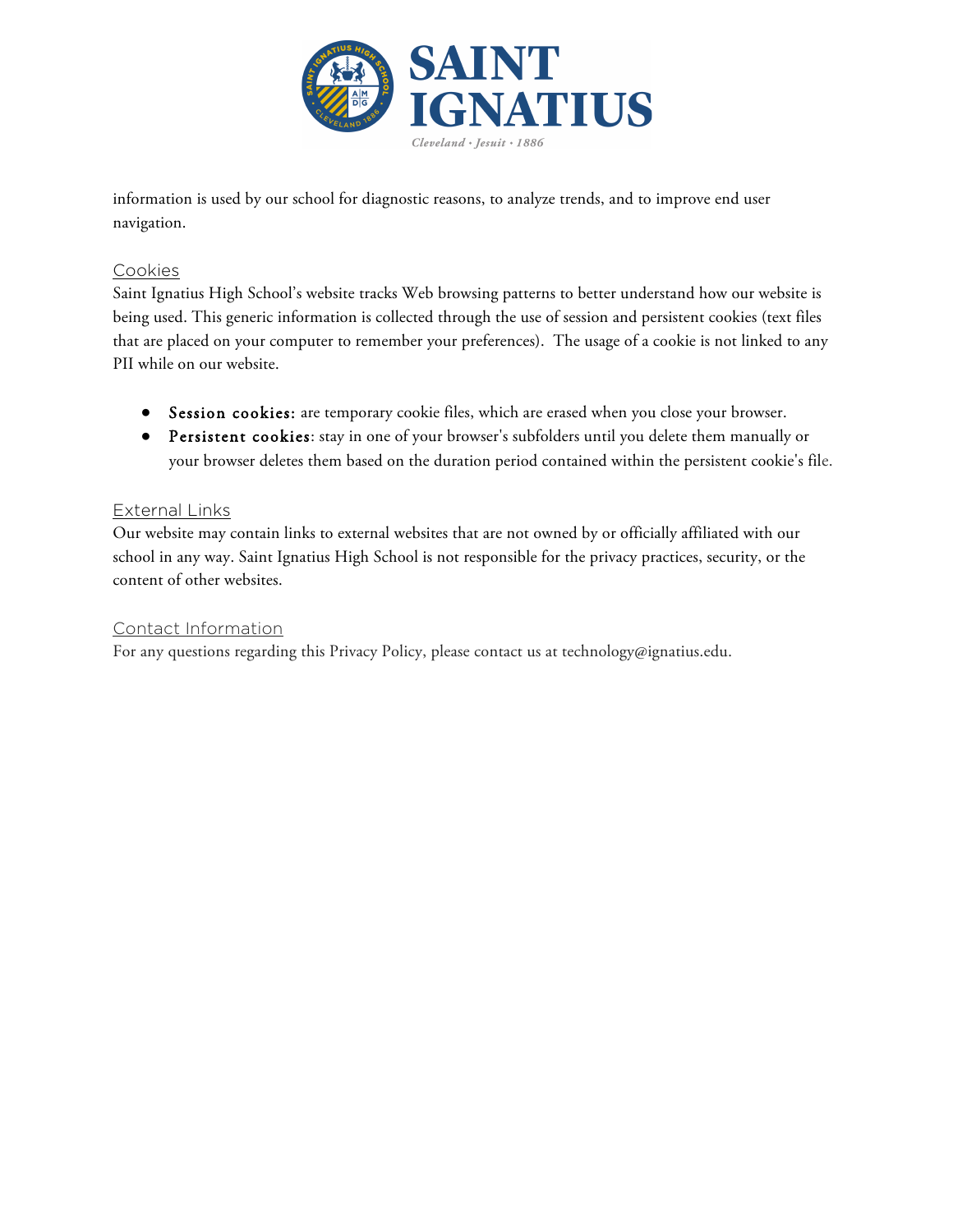information is used by our school for diagnostic reasons, to analyze trends, and to improve end user navigation.

## Cookies

Saint Ignatius High School's website tracks Web browsing patterns to better understand how our website is being used. This generic information is collected through the use of session and persistent cookies (text files that are placed on your computer to remember your preferences). The usage of a cookie is not linked to any PII while on our website.

- **Session cookies:** are temporary cookie files, which are erased when you close your browser.
- **Persistent cookies**: stay in one of your browser's subfolders until you delete them manually or your browser deletes them based on the duration period contained within the persistent cookie's file.

## External Links

Our website may contain links to external websites that are not owned by or officially affiliated with our school in any way. Saint Ignatius High School is not responsible for the privacy practices, security, or the content of other websites.

## Contact Information

For any questions regarding this Privacy Policy, please contact us at technology@ignatius.edu.